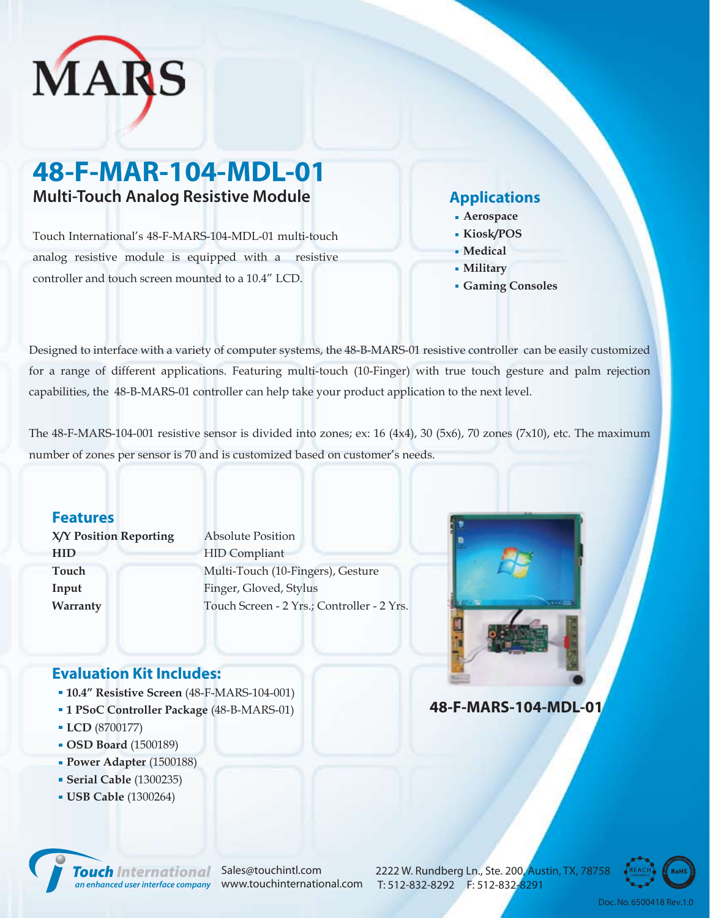MARS

# 48-F-MAR-104-MDL-01

## Multi-Touch Analog Resistive Module

Touch International's 48-F-MARS-104-MDL-01 multi-touch analog resistive module is equipped with a resistive controller and touch screen mounted to a 10.4" LCD.

## Applications

- Aerospace
- Kiosk/POS
- Medical
- Military
- Gaming Consoles

Designed to interface with a variety of computer systems, the 48-B-MARS-01 resistive controller can be easily customized for a range of different applications. Featuring multi-touch (10-Finger) with true touch gesture and palm rejection capabilities, the 48-B-MARS-01 controller can help take your product application to the next level.

The 48-F-MARS-104-001 resistive sensor is divided into zones; ex: 16 (4x4), 30 (5x6), 70 zones (7x10), etc. The maximum number of zones per sensor is 70 and is customized based on customer's needs.

## Features

| | |
|---|---|
| **X/Y Position Reporting** | Absolute Position |
| **HID** | HID Compliant |
| **Touch** | Multi-Touch (10-Fingers), Gesture |
| **Input** | Finger, Gloved, Stylus |
| **Warranty** | Touch Screen - 2 Yrs.; Controller - 2 Yrs. |

**48-F-MARS-104-MDL-01**

## Evaluation Kit Includes:

- **10.4" Resistive Screen** (48-F-MARS-104-001)
- **1 PSoC Controller Package** (48-B-MARS-01)
- **LCD** (8700177)
- **OSD Board** (1500189)
- **Power Adapter** (1500188)
- **Serial Cable** (1300235)
- **USB Cable** (1300264)

Touch International *an enhanced user interface company*

Sales@touchintl.com
www.touchinternational.com

2222 W. Rundberg Ln., Ste. 200, Austin, TX, 78758
T: 512-832-8292 F: 512-832-8291

REACH RoHS

Doc. No. 6500418 Rev.1.0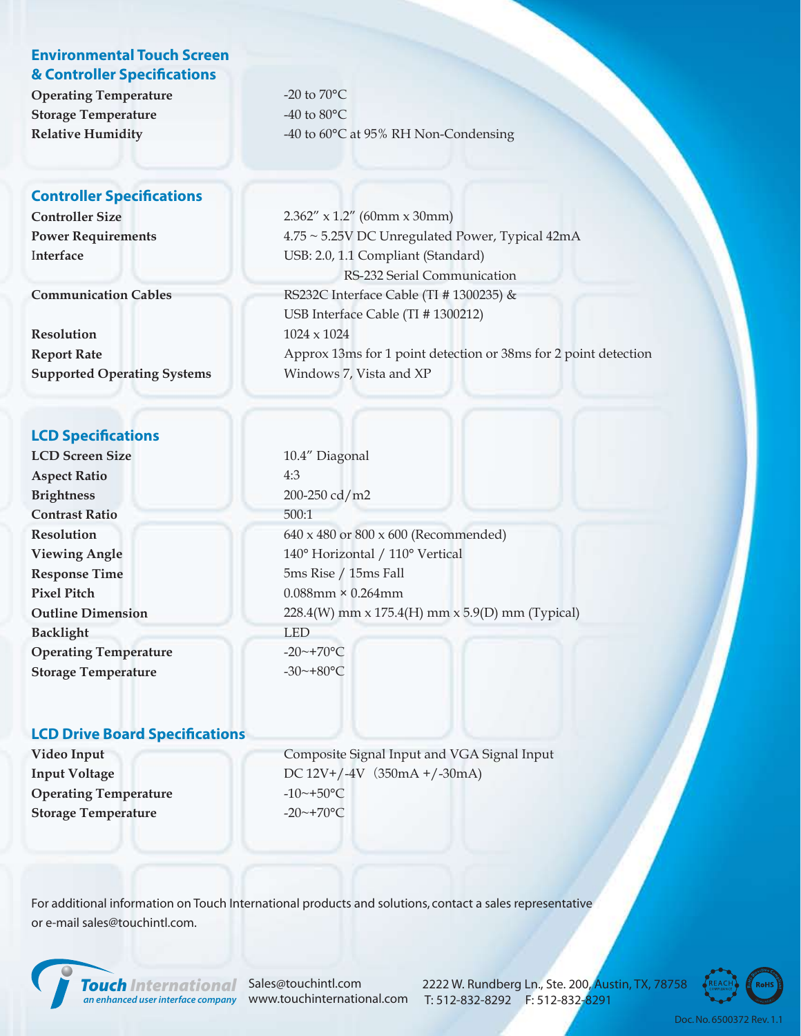## Environmental Touch Screen & Controller Specifications

| | |
|---|---|
| **Operating Temperature** | -20 to 70°C |
| **Storage Temperature** | -40 to 80°C |
| **Relative Humidity** | -40 to 60°C at 95% RH Non-Condensing |

## Controller Specifications

| | |
|---|---|
| **Controller Size** | 2.362″ x 1.2″ (60mm x 30mm) |
| **Power Requirements** | 4.75 ~ 5.25V DC Unregulated Power, Typical 42mA |
| **Interface** | USB: 2.0, 1.1 Compliant (Standard) RS-232 Serial Communication |
| **Communication Cables** | RS232C Interface Cable (TI # 1300235) & USB Interface Cable (TI # 1300212) |
| **Resolution** | 1024 x 1024 |
| **Report Rate** | Approx 13ms for 1 point detection or 38ms for 2 point detection |
| **Supported Operating Systems** | Windows 7, Vista and XP |

## LCD Specifications

| | |
|---|---|
| **LCD Screen Size** | 10.4″ Diagonal |
| **Aspect Ratio** | 4:3 |
| **Brightness** | 200-250 cd/m2 |
| **Contrast Ratio** | 500:1 |
| **Resolution** | 640 x 480 or 800 x 600 (Recommended) |
| **Viewing Angle** | 140° Horizontal / 110° Vertical |
| **Response Time** | 5ms Rise / 15ms Fall |
| **Pixel Pitch** | 0.088mm × 0.264mm |
| **Outline Dimension** | 228.4(W) mm x 175.4(H) mm x 5.9(D) mm (Typical) |
| **Backlight** | LED |
| **Operating Temperature** | -20~+70°C |
| **Storage Temperature** | -30~+80°C |

## LCD Drive Board Specifications

| | |
|---|---|
| **Video Input** | Composite Signal Input and VGA Signal Input |
| **Input Voltage** | DC 12V+/-4V（350mA +/-30mA) |
| **Operating Temperature** | -10~+50°C |
| **Storage Temperature** | -20~+70°C |

For additional information on Touch International products and solutions, contact a sales representative or e-mail sales@touchintl.com.

**Touch International** *an enhanced user interface company*

Sales@touchintl.com
www.touchinternational.com

2222 W. Rundberg Ln., Ste. 200, Austin, TX, 78758
T: 512-832-8292 F: 512-832-8291

Doc. No. 6500372 Rev. 1.1